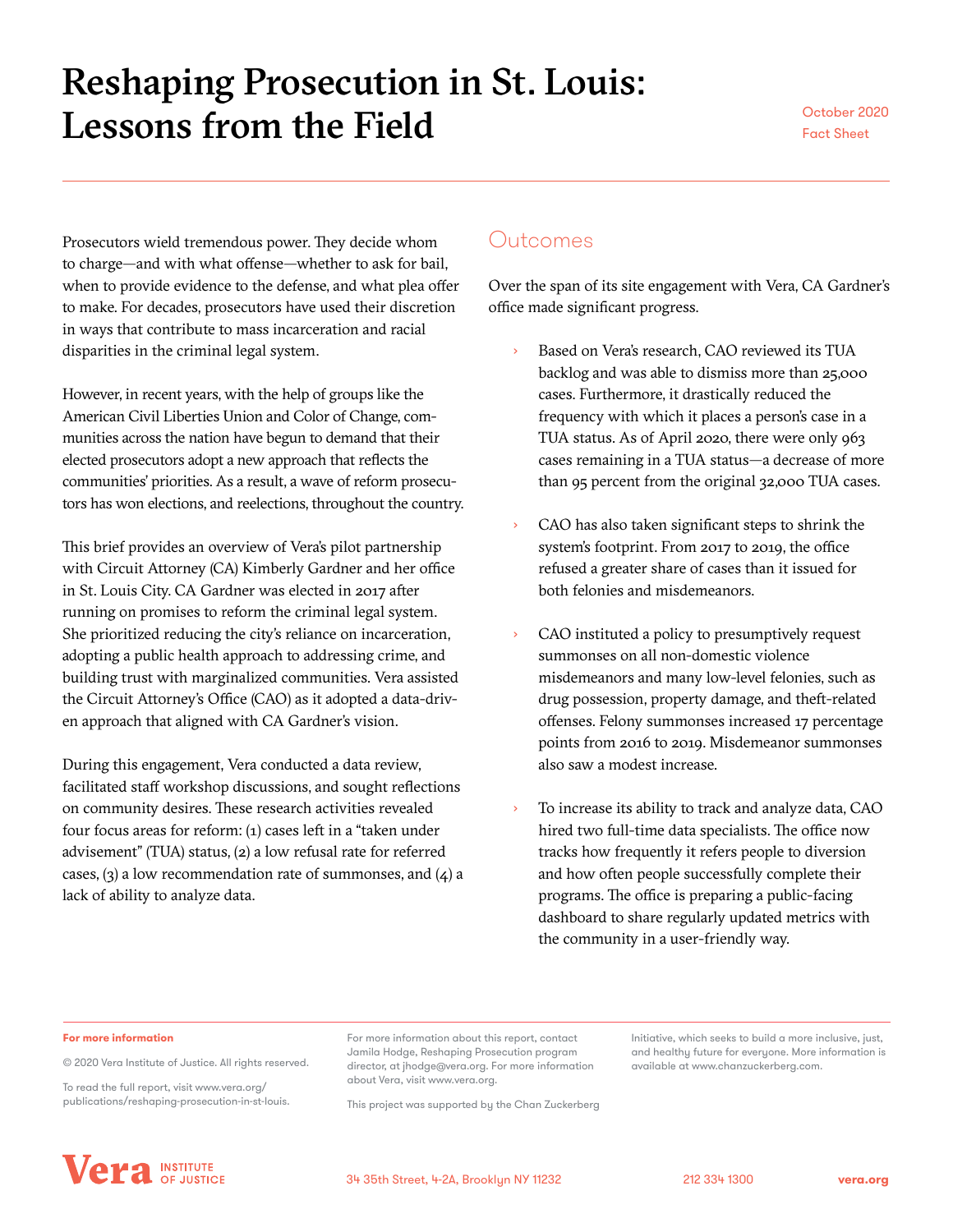# Reshaping Prosecution in St. Louis: Lessons from the Field

October 2020
Fact Sheet

Prosecutors wield tremendous power. They decide whom to charge—and with what offense—whether to ask for bail, when to provide evidence to the defense, and what plea offer to make. For decades, prosecutors have used their discretion in ways that contribute to mass incarceration and racial disparities in the criminal legal system.

However, in recent years, with the help of groups like the American Civil Liberties Union and Color of Change, communities across the nation have begun to demand that their elected prosecutors adopt a new approach that reflects the communities' priorities. As a result, a wave of reform prosecutors has won elections, and reelections, throughout the country.

This brief provides an overview of Vera's pilot partnership with Circuit Attorney (CA) Kimberly Gardner and her office in St. Louis City. CA Gardner was elected in 2017 after running on promises to reform the criminal legal system. She prioritized reducing the city's reliance on incarceration, adopting a public health approach to addressing crime, and building trust with marginalized communities. Vera assisted the Circuit Attorney's Office (CAO) as it adopted a data-driven approach that aligned with CA Gardner's vision.

During this engagement, Vera conducted a data review, facilitated staff workshop discussions, and sought reflections on community desires. These research activities revealed four focus areas for reform: (1) cases left in a "taken under advisement" (TUA) status, (2) a low refusal rate for referred cases, (3) a low recommendation rate of summonses, and (4) a lack of ability to analyze data.

## Outcomes

Over the span of its site engagement with Vera, CA Gardner's office made significant progress.

- Based on Vera's research, CAO reviewed its TUA backlog and was able to dismiss more than 25,000 cases. Furthermore, it drastically reduced the frequency with which it places a person's case in a TUA status. As of April 2020, there were only 963 cases remaining in a TUA status—a decrease of more than 95 percent from the original 32,000 TUA cases.
- CAO has also taken significant steps to shrink the system's footprint. From 2017 to 2019, the office refused a greater share of cases than it issued for both felonies and misdemeanors.
- CAO instituted a policy to presumptively request summonses on all non-domestic violence misdemeanors and many low-level felonies, such as drug possession, property damage, and theft-related offenses. Felony summonses increased 17 percentage points from 2016 to 2019. Misdemeanor summonses also saw a modest increase.
- To increase its ability to track and analyze data, CAO hired two full-time data specialists. The office now tracks how frequently it refers people to diversion and how often people successfully complete their programs. The office is preparing a public-facing dashboard to share regularly updated metrics with the community in a user-friendly way.

**For more information**

© 2020 Vera Institute of Justice. All rights reserved.

To read the full report, visit www.vera.org/publications/reshaping-prosecution-in-st-louis.

For more information about this report, contact Jamila Hodge, Reshaping Prosecution program director, at jhodge@vera.org. For more information about Vera, visit www.vera.org.

This project was supported by the Chan Zuckerberg Initiative, which seeks to build a more inclusive, just, and healthy future for everyone. More information is available at www.chanzuckerberg.com.

Vera Institute of Justice — 34 35th Street, 4-2A, Brooklyn NY 11232 — 212 334 1300 — vera.org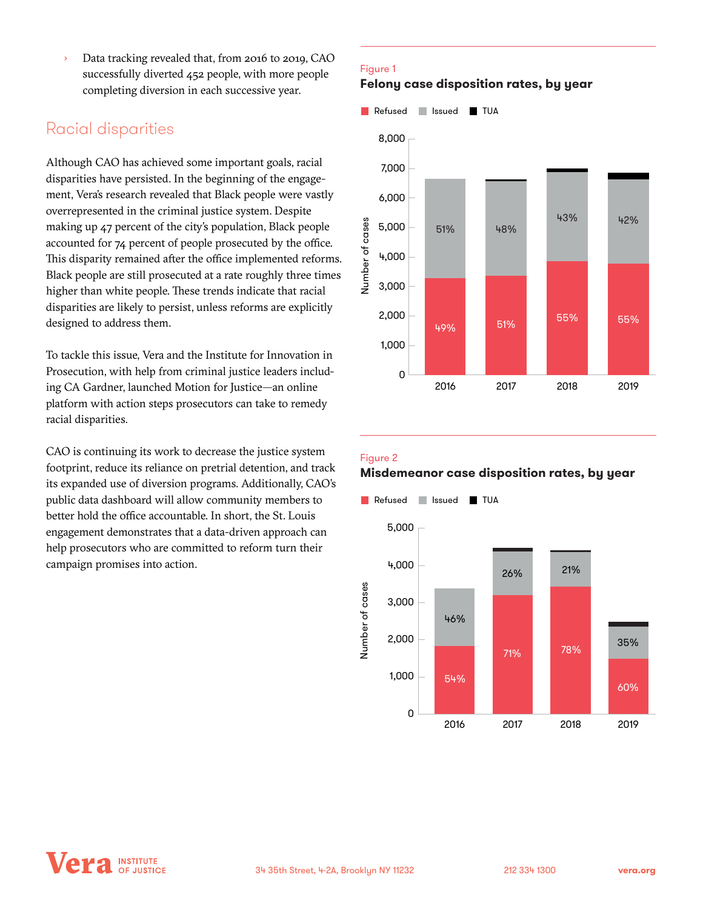- Data tracking revealed that, from 2016 to 2019, CAO successfully diverted 452 people, with more people completing diversion in each successive year.

## Racial disparities

Although CAO has achieved some important goals, racial disparities have persisted. In the beginning of the engagement, Vera's research revealed that Black people were vastly overrepresented in the criminal justice system. Despite making up 47 percent of the city's population, Black people accounted for 74 percent of people prosecuted by the office. This disparity remained after the office implemented reforms. Black people are still prosecuted at a rate roughly three times higher than white people. These trends indicate that racial disparities are likely to persist, unless reforms are explicitly designed to address them.

To tackle this issue, Vera and the Institute for Innovation in Prosecution, with help from criminal justice leaders including CA Gardner, launched Motion for Justice—an online platform with action steps prosecutors can take to remedy racial disparities.

CAO is continuing its work to decrease the justice system footprint, reduce its reliance on pretrial detention, and track its expanded use of diversion programs. Additionally, CAO's public data dashboard will allow community members to better hold the office accountable. In short, the St. Louis engagement demonstrates that a data-driven approach can help prosecutors who are committed to reform turn their campaign promises into action.

Figure 1
**Felony case disposition rates, by year**

Refused
Issued
TUA

Number of cases
0
1,000
2,000
3,000
4,000
5,000
6,000
7,000
8,000

2016
2017
2018
2019

51%
48%
43%
42%
49%
51%
55%
55%

Figure 2
**Misdemeanor case disposition rates, by year**

Refused
Issued
TUA

Number of cases
0
1,000
2,000
3,000
4,000
5,000

2016
2017
2018
2019

46%
26%
21%
35%
54%
71%
78%
60%